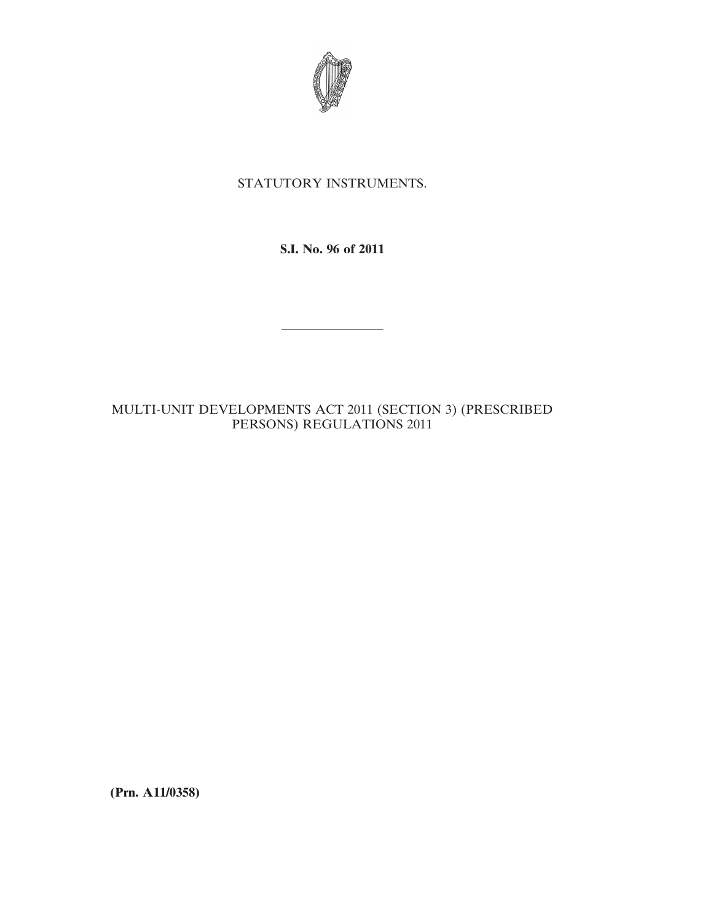STATUTORY INSTRUMENTS.

**S.I. No. 96 of 2011**

---

MULTI-UNIT DEVELOPMENTS ACT 2011 (SECTION 3) (PRESCRIBED PERSONS) REGULATIONS 2011

**(Prn. A11/0358)**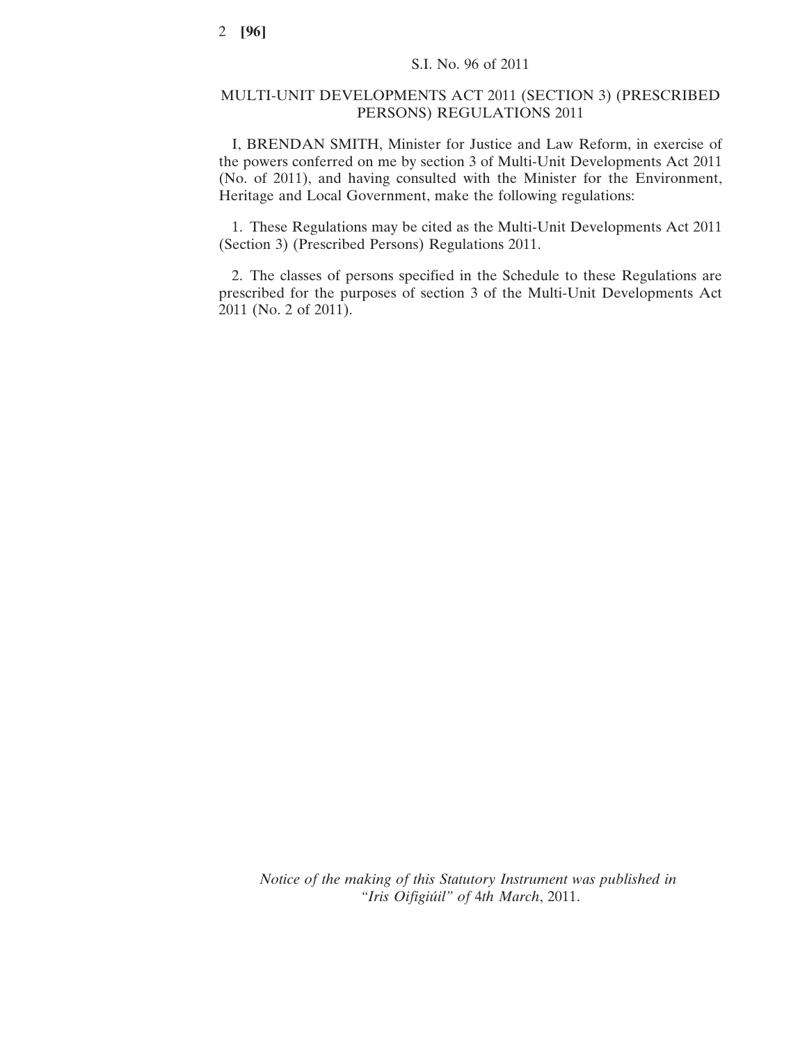S.I. No. 96 of 2011

# MULTI-UNIT DEVELOPMENTS ACT 2011 (SECTION 3) (PRESCRIBED PERSONS) REGULATIONS 2011

I, BRENDAN SMITH, Minister for Justice and Law Reform, in exercise of the powers conferred on me by section 3 of Multi-Unit Developments Act 2011 (No. of 2011), and having consulted with the Minister for the Environment, Heritage and Local Government, make the following regulations:

1. These Regulations may be cited as the Multi-Unit Developments Act 2011 (Section 3) (Prescribed Persons) Regulations 2011.

2. The classes of persons specified in the Schedule to these Regulations are prescribed for the purposes of section 3 of the Multi-Unit Developments Act 2011 (No. 2 of 2011).

*Notice of the making of this Statutory Instrument was published in "Iris Oifigiúil" of 4th March*, 2011.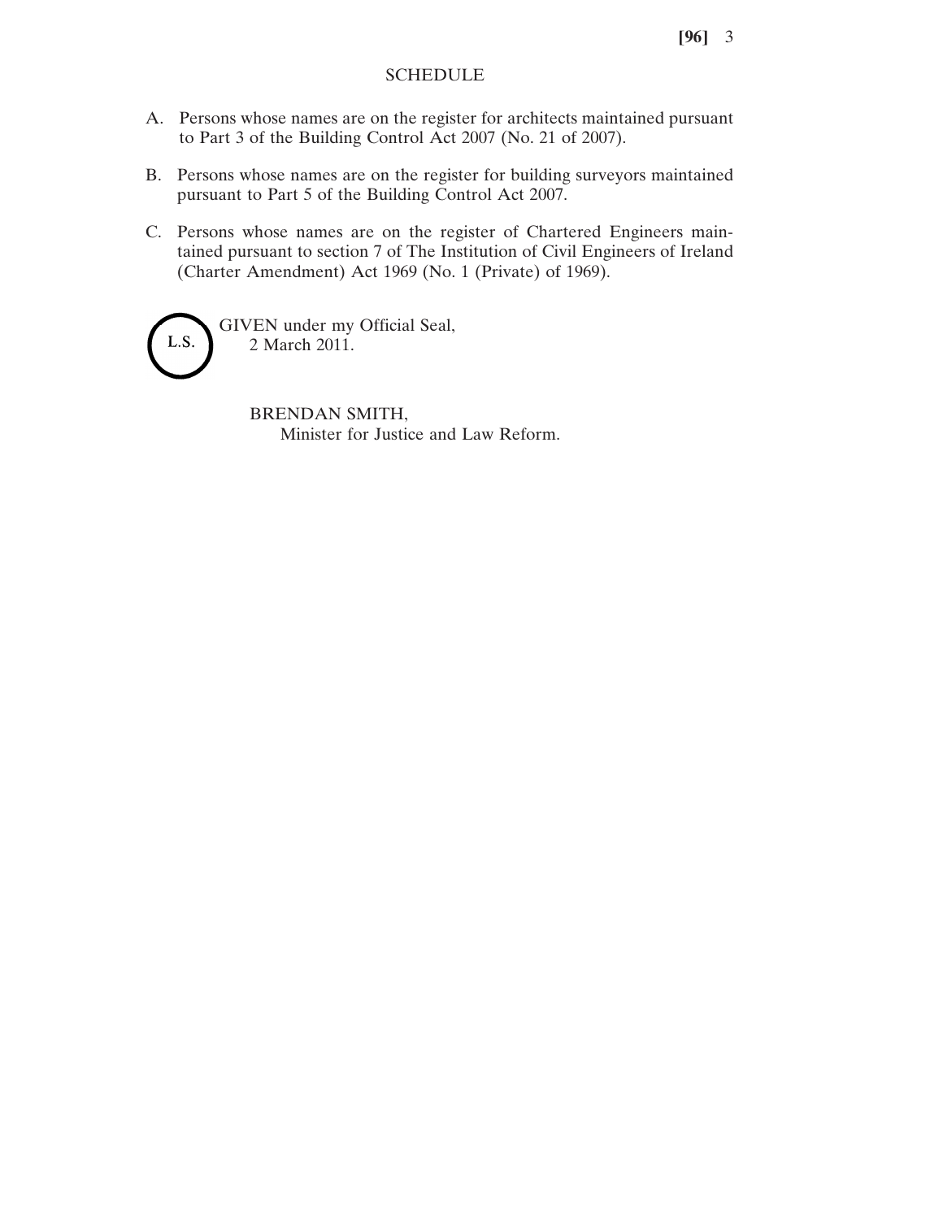## SCHEDULE

A. Persons whose names are on the register for architects maintained pursuant to Part 3 of the Building Control Act 2007 (No. 21 of 2007).

B. Persons whose names are on the register for building surveyors maintained pursuant to Part 5 of the Building Control Act 2007.

C. Persons whose names are on the register of Chartered Engineers maintained pursuant to section 7 of The Institution of Civil Engineers of Ireland (Charter Amendment) Act 1969 (No. 1 (Private) of 1969).

L.S.

GIVEN under my Official Seal,
2 March 2011.

BRENDAN SMITH,
Minister for Justice and Law Reform.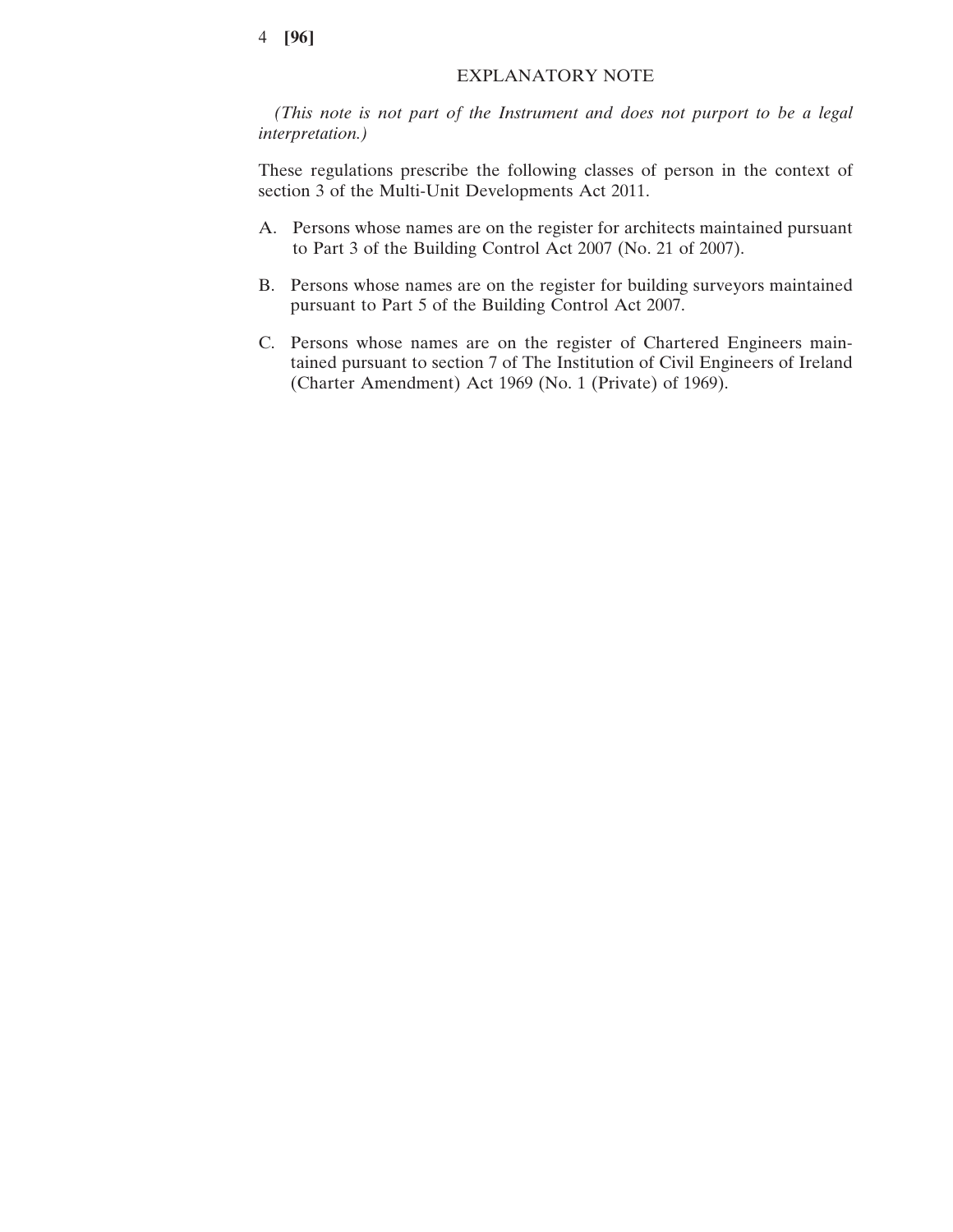## EXPLANATORY NOTE

*(This note is not part of the Instrument and does not purport to be a legal interpretation.)*

These regulations prescribe the following classes of person in the context of section 3 of the Multi-Unit Developments Act 2011.

A. Persons whose names are on the register for architects maintained pursuant to Part 3 of the Building Control Act 2007 (No. 21 of 2007).

B. Persons whose names are on the register for building surveyors maintained pursuant to Part 5 of the Building Control Act 2007.

C. Persons whose names are on the register of Chartered Engineers maintained pursuant to section 7 of The Institution of Civil Engineers of Ireland (Charter Amendment) Act 1969 (No. 1 (Private) of 1969).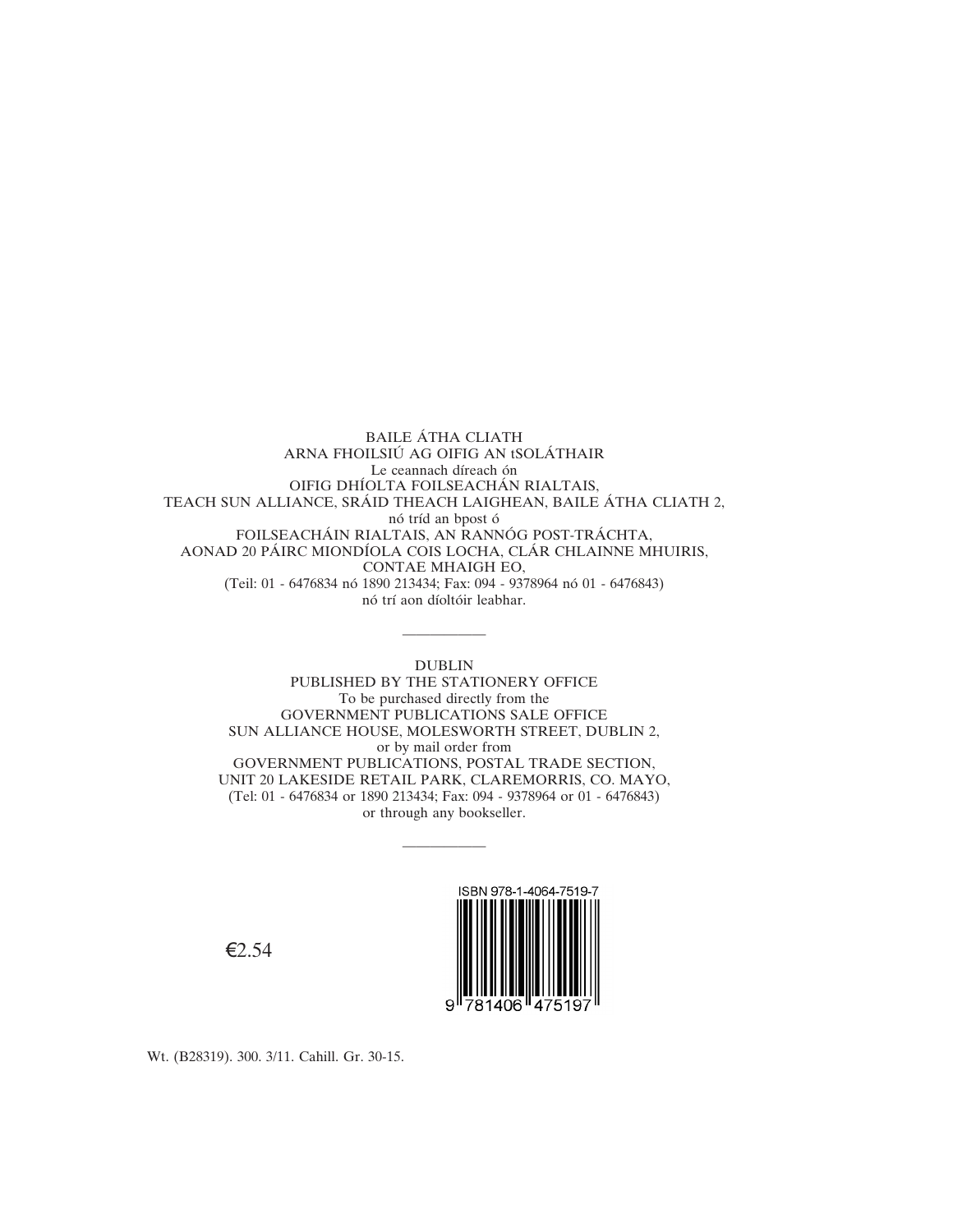BAILE ÁTHA CLIATH
ARNA FHOILSIÚ AG OIFIG AN tSOLÁTHAIR
Le ceannach díreach ón
OIFIG DHÍOLTA FOILSEACHÁN RIALTAIS,
TEACH SUN ALLIANCE, SRÁID THEACH LAIGHEAN, BAILE ÁTHA CLIATH 2,
nó tríd an bpost ó
FOILSEACHÁIN RIALTAIS, AN RANNÓG POST-TRÁCHTA,
AONAD 20 PÁIRC MIONDÍOLA COIS LOCHA, CLÁR CHLAINNE MHUIRIS,
CONTAE MHAIGH EO,
(Teil: 01 - 6476834 nó 1890 213434; Fax: 094 - 9378964 nó 01 - 6476843)
nó trí aon díoltóir leabhar.

---

DUBLIN
PUBLISHED BY THE STATIONERY OFFICE
To be purchased directly from the
GOVERNMENT PUBLICATIONS SALE OFFICE
SUN ALLIANCE HOUSE, MOLESWORTH STREET, DUBLIN 2,
or by mail order from
GOVERNMENT PUBLICATIONS, POSTAL TRADE SECTION,
UNIT 20 LAKESIDE RETAIL PARK, CLAREMORRIS, CO. MAYO,
(Tel: 01 - 6476834 or 1890 213434; Fax: 094 - 9378964 or 01 - 6476843)
or through any bookseller.

---

€2.54

ISBN 978-1-4064-7519-7

9 781406 475197

Wt. (B28319). 300. 3/11. Cahill. Gr. 30-15.